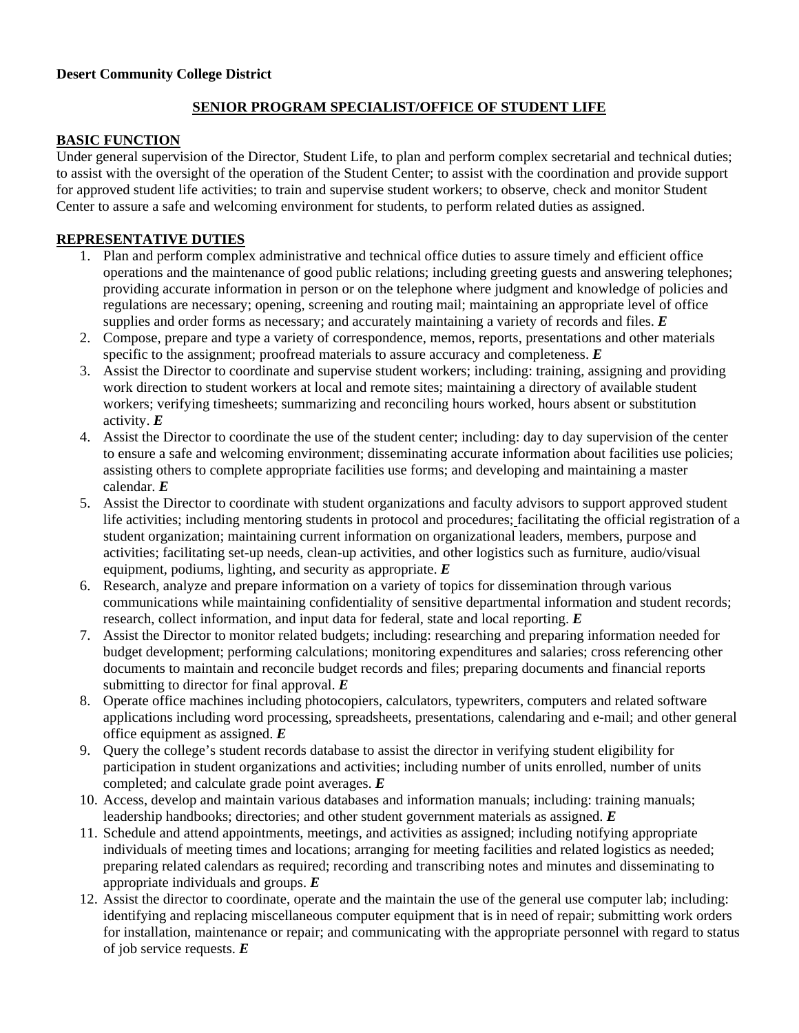**Desert Community College District**

## SENIOR PROGRAM SPECIALIST/OFFICE OF STUDENT LIFE

### BASIC FUNCTION

Under general supervision of the Director, Student Life, to plan and perform complex secretarial and technical duties; to assist with the oversight of the operation of the Student Center; to assist with the coordination and provide support for approved student life activities; to train and supervise student workers; to observe, check and monitor Student Center to assure a safe and welcoming environment for students, to perform related duties as assigned.

### REPRESENTATIVE DUTIES

1. Plan and perform complex administrative and technical office duties to assure timely and efficient office operations and the maintenance of good public relations; including greeting guests and answering telephones; providing accurate information in person or on the telephone where judgment and knowledge of policies and regulations are necessary; opening, screening and routing mail; maintaining an appropriate level of office supplies and order forms as necessary; and accurately maintaining a variety of records and files. ***E***
2. Compose, prepare and type a variety of correspondence, memos, reports, presentations and other materials specific to the assignment; proofread materials to assure accuracy and completeness. ***E***
3. Assist the Director to coordinate and supervise student workers; including: training, assigning and providing work direction to student workers at local and remote sites; maintaining a directory of available student workers; verifying timesheets; summarizing and reconciling hours worked, hours absent or substitution activity. ***E***
4. Assist the Director to coordinate the use of the student center; including: day to day supervision of the center to ensure a safe and welcoming environment; disseminating accurate information about facilities use policies; assisting others to complete appropriate facilities use forms; and developing and maintaining a master calendar. ***E***
5. Assist the Director to coordinate with student organizations and faculty advisors to support approved student life activities; including mentoring students in protocol and procedures; facilitating the official registration of a student organization; maintaining current information on organizational leaders, members, purpose and activities; facilitating set-up needs, clean-up activities, and other logistics such as furniture, audio/visual equipment, podiums, lighting, and security as appropriate. ***E***
6. Research, analyze and prepare information on a variety of topics for dissemination through various communications while maintaining confidentiality of sensitive departmental information and student records; research, collect information, and input data for federal, state and local reporting. ***E***
7. Assist the Director to monitor related budgets; including: researching and preparing information needed for budget development; performing calculations; monitoring expenditures and salaries; cross referencing other documents to maintain and reconcile budget records and files; preparing documents and financial reports submitting to director for final approval. ***E***
8. Operate office machines including photocopiers, calculators, typewriters, computers and related software applications including word processing, spreadsheets, presentations, calendaring and e-mail; and other general office equipment as assigned. ***E***
9. Query the college's student records database to assist the director in verifying student eligibility for participation in student organizations and activities; including number of units enrolled, number of units completed; and calculate grade point averages. ***E***
10. Access, develop and maintain various databases and information manuals; including: training manuals; leadership handbooks; directories; and other student government materials as assigned. ***E***
11. Schedule and attend appointments, meetings, and activities as assigned; including notifying appropriate individuals of meeting times and locations; arranging for meeting facilities and related logistics as needed; preparing related calendars as required; recording and transcribing notes and minutes and disseminating to appropriate individuals and groups. ***E***
12. Assist the director to coordinate, operate and the maintain the use of the general use computer lab; including: identifying and replacing miscellaneous computer equipment that is in need of repair; submitting work orders for installation, maintenance or repair; and communicating with the appropriate personnel with regard to status of job service requests. ***E***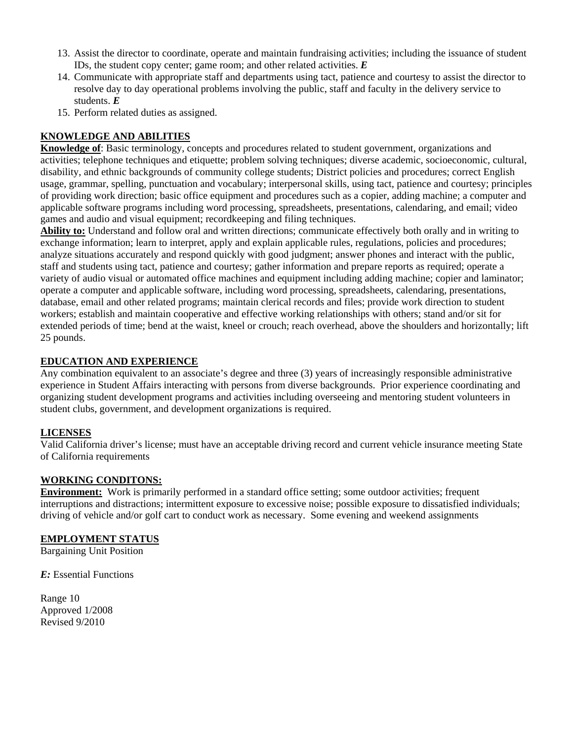13. Assist the director to coordinate, operate and maintain fundraising activities; including the issuance of student IDs, the student copy center; game room; and other related activities. ***E***
14. Communicate with appropriate staff and departments using tact, patience and courtesy to assist the director to resolve day to day operational problems involving the public, staff and faculty in the delivery service to students. ***E***
15. Perform related duties as assigned.

**KNOWLEDGE AND ABILITIES**

**Knowledge of**: Basic terminology, concepts and procedures related to student government, organizations and activities; telephone techniques and etiquette; problem solving techniques; diverse academic, socioeconomic, cultural, disability, and ethnic backgrounds of community college students; District policies and procedures; correct English usage, grammar, spelling, punctuation and vocabulary; interpersonal skills, using tact, patience and courtesy; principles of providing work direction; basic office equipment and procedures such as a copier, adding machine; a computer and applicable software programs including word processing, spreadsheets, presentations, calendaring, and email; video games and audio and visual equipment; recordkeeping and filing techniques.

**Ability to:** Understand and follow oral and written directions; communicate effectively both orally and in writing to exchange information; learn to interpret, apply and explain applicable rules, regulations, policies and procedures; analyze situations accurately and respond quickly with good judgment; answer phones and interact with the public, staff and students using tact, patience and courtesy; gather information and prepare reports as required; operate a variety of audio visual or automated office machines and equipment including adding machine; copier and laminator; operate a computer and applicable software, including word processing, spreadsheets, calendaring, presentations, database, email and other related programs; maintain clerical records and files; provide work direction to student workers; establish and maintain cooperative and effective working relationships with others; stand and/or sit for extended periods of time; bend at the waist, kneel or crouch; reach overhead, above the shoulders and horizontally; lift 25 pounds.

**EDUCATION AND EXPERIENCE**

Any combination equivalent to an associate's degree and three (3) years of increasingly responsible administrative experience in Student Affairs interacting with persons from diverse backgrounds. Prior experience coordinating and organizing student development programs and activities including overseeing and mentoring student volunteers in student clubs, government, and development organizations is required.

**LICENSES**

Valid California driver's license; must have an acceptable driving record and current vehicle insurance meeting State of California requirements

**WORKING CONDITONS:**

**Environment:** Work is primarily performed in a standard office setting; some outdoor activities; frequent interruptions and distractions; intermittent exposure to excessive noise; possible exposure to dissatisfied individuals; driving of vehicle and/or golf cart to conduct work as necessary. Some evening and weekend assignments

**EMPLOYMENT STATUS**

Bargaining Unit Position

***E:*** Essential Functions

Range 10
Approved 1/2008
Revised 9/2010